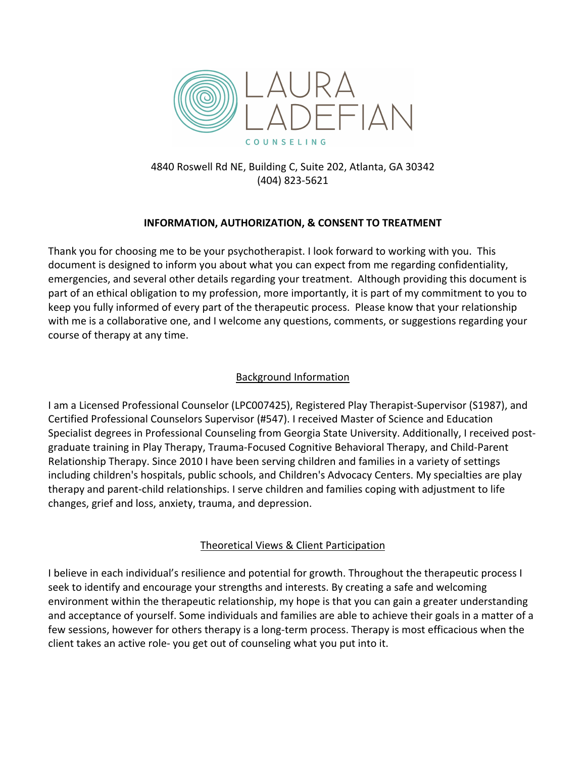LAURA LADEFIAN

COUNSELING

4840 Roswell Rd NE, Building C, Suite 202, Atlanta, GA 30342
(404) 823-5621

## INFORMATION, AUTHORIZATION, & CONSENT TO TREATMENT

Thank you for choosing me to be your psychotherapist. I look forward to working with you. This document is designed to inform you about what you can expect from me regarding confidentiality, emergencies, and several other details regarding your treatment. Although providing this document is part of an ethical obligation to my profession, more importantly, it is part of my commitment to you to keep you fully informed of every part of the therapeutic process. Please know that your relationship with me is a collaborative one, and I welcome any questions, comments, or suggestions regarding your course of therapy at any time.

### Background Information

I am a Licensed Professional Counselor (LPC007425), Registered Play Therapist-Supervisor (S1987), and Certified Professional Counselors Supervisor (#547). I received Master of Science and Education Specialist degrees in Professional Counseling from Georgia State University. Additionally, I received post-graduate training in Play Therapy, Trauma-Focused Cognitive Behavioral Therapy, and Child-Parent Relationship Therapy. Since 2010 I have been serving children and families in a variety of settings including children's hospitals, public schools, and Children's Advocacy Centers. My specialties are play therapy and parent-child relationships. I serve children and families coping with adjustment to life changes, grief and loss, anxiety, trauma, and depression.

### Theoretical Views & Client Participation

I believe in each individual's resilience and potential for growth. Throughout the therapeutic process I seek to identify and encourage your strengths and interests. By creating a safe and welcoming environment within the therapeutic relationship, my hope is that you can gain a greater understanding and acceptance of yourself. Some individuals and families are able to achieve their goals in a matter of a few sessions, however for others therapy is a long-term process. Therapy is most efficacious when the client takes an active role- you get out of counseling what you put into it.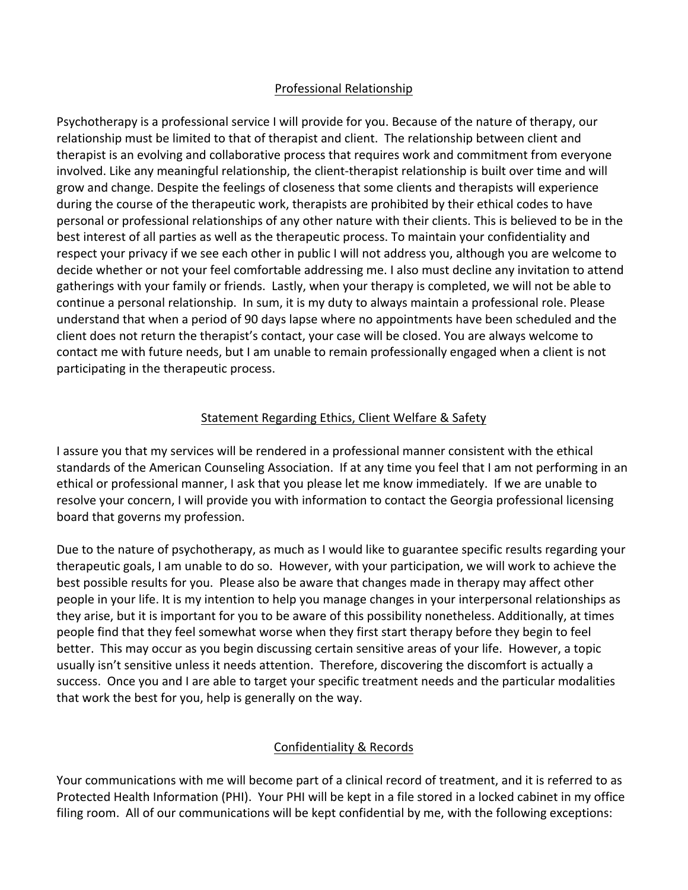## Professional Relationship

Psychotherapy is a professional service I will provide for you. Because of the nature of therapy, our relationship must be limited to that of therapist and client. The relationship between client and therapist is an evolving and collaborative process that requires work and commitment from everyone involved. Like any meaningful relationship, the client-therapist relationship is built over time and will grow and change. Despite the feelings of closeness that some clients and therapists will experience during the course of the therapeutic work, therapists are prohibited by their ethical codes to have personal or professional relationships of any other nature with their clients. This is believed to be in the best interest of all parties as well as the therapeutic process. To maintain your confidentiality and respect your privacy if we see each other in public I will not address you, although you are welcome to decide whether or not your feel comfortable addressing me. I also must decline any invitation to attend gatherings with your family or friends. Lastly, when your therapy is completed, we will not be able to continue a personal relationship. In sum, it is my duty to always maintain a professional role. Please understand that when a period of 90 days lapse where no appointments have been scheduled and the client does not return the therapist's contact, your case will be closed. You are always welcome to contact me with future needs, but I am unable to remain professionally engaged when a client is not participating in the therapeutic process.

## Statement Regarding Ethics, Client Welfare & Safety

I assure you that my services will be rendered in a professional manner consistent with the ethical standards of the American Counseling Association. If at any time you feel that I am not performing in an ethical or professional manner, I ask that you please let me know immediately. If we are unable to resolve your concern, I will provide you with information to contact the Georgia professional licensing board that governs my profession.

Due to the nature of psychotherapy, as much as I would like to guarantee specific results regarding your therapeutic goals, I am unable to do so. However, with your participation, we will work to achieve the best possible results for you. Please also be aware that changes made in therapy may affect other people in your life. It is my intention to help you manage changes in your interpersonal relationships as they arise, but it is important for you to be aware of this possibility nonetheless. Additionally, at times people find that they feel somewhat worse when they first start therapy before they begin to feel better. This may occur as you begin discussing certain sensitive areas of your life. However, a topic usually isn't sensitive unless it needs attention. Therefore, discovering the discomfort is actually a success. Once you and I are able to target your specific treatment needs and the particular modalities that work the best for you, help is generally on the way.

## Confidentiality & Records

Your communications with me will become part of a clinical record of treatment, and it is referred to as Protected Health Information (PHI). Your PHI will be kept in a file stored in a locked cabinet in my office filing room. All of our communications will be kept confidential by me, with the following exceptions: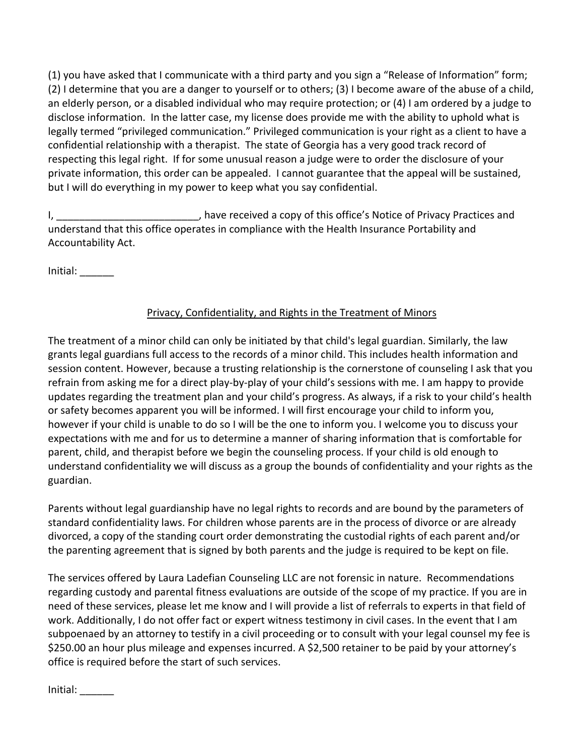(1) you have asked that I communicate with a third party and you sign a "Release of Information" form; (2) I determine that you are a danger to yourself or to others; (3) I become aware of the abuse of a child, an elderly person, or a disabled individual who may require protection; or (4) I am ordered by a judge to disclose information. In the latter case, my license does provide me with the ability to uphold what is legally termed "privileged communication." Privileged communication is your right as a client to have a confidential relationship with a therapist. The state of Georgia has a very good track record of respecting this legal right. If for some unusual reason a judge were to order the disclosure of your private information, this order can be appealed. I cannot guarantee that the appeal will be sustained, but I will do everything in my power to keep what you say confidential.

I, _________________________, have received a copy of this office's Notice of Privacy Practices and understand that this office operates in compliance with the Health Insurance Portability and Accountability Act.

Initial: ______

## Privacy, Confidentiality, and Rights in the Treatment of Minors

The treatment of a minor child can only be initiated by that child's legal guardian. Similarly, the law grants legal guardians full access to the records of a minor child. This includes health information and session content. However, because a trusting relationship is the cornerstone of counseling I ask that you refrain from asking me for a direct play-by-play of your child's sessions with me. I am happy to provide updates regarding the treatment plan and your child's progress. As always, if a risk to your child's health or safety becomes apparent you will be informed. I will first encourage your child to inform you, however if your child is unable to do so I will be the one to inform you. I welcome you to discuss your expectations with me and for us to determine a manner of sharing information that is comfortable for parent, child, and therapist before we begin the counseling process. If your child is old enough to understand confidentiality we will discuss as a group the bounds of confidentiality and your rights as the guardian.

Parents without legal guardianship have no legal rights to records and are bound by the parameters of standard confidentiality laws. For children whose parents are in the process of divorce or are already divorced, a copy of the standing court order demonstrating the custodial rights of each parent and/or the parenting agreement that is signed by both parents and the judge is required to be kept on file.

The services offered by Laura Ladefian Counseling LLC are not forensic in nature. Recommendations regarding custody and parental fitness evaluations are outside of the scope of my practice. If you are in need of these services, please let me know and I will provide a list of referrals to experts in that field of work. Additionally, I do not offer fact or expert witness testimony in civil cases. In the event that I am subpoenaed by an attorney to testify in a civil proceeding or to consult with your legal counsel my fee is $250.00 an hour plus mileage and expenses incurred. A $2,500 retainer to be paid by your attorney's office is required before the start of such services.

Initial: ______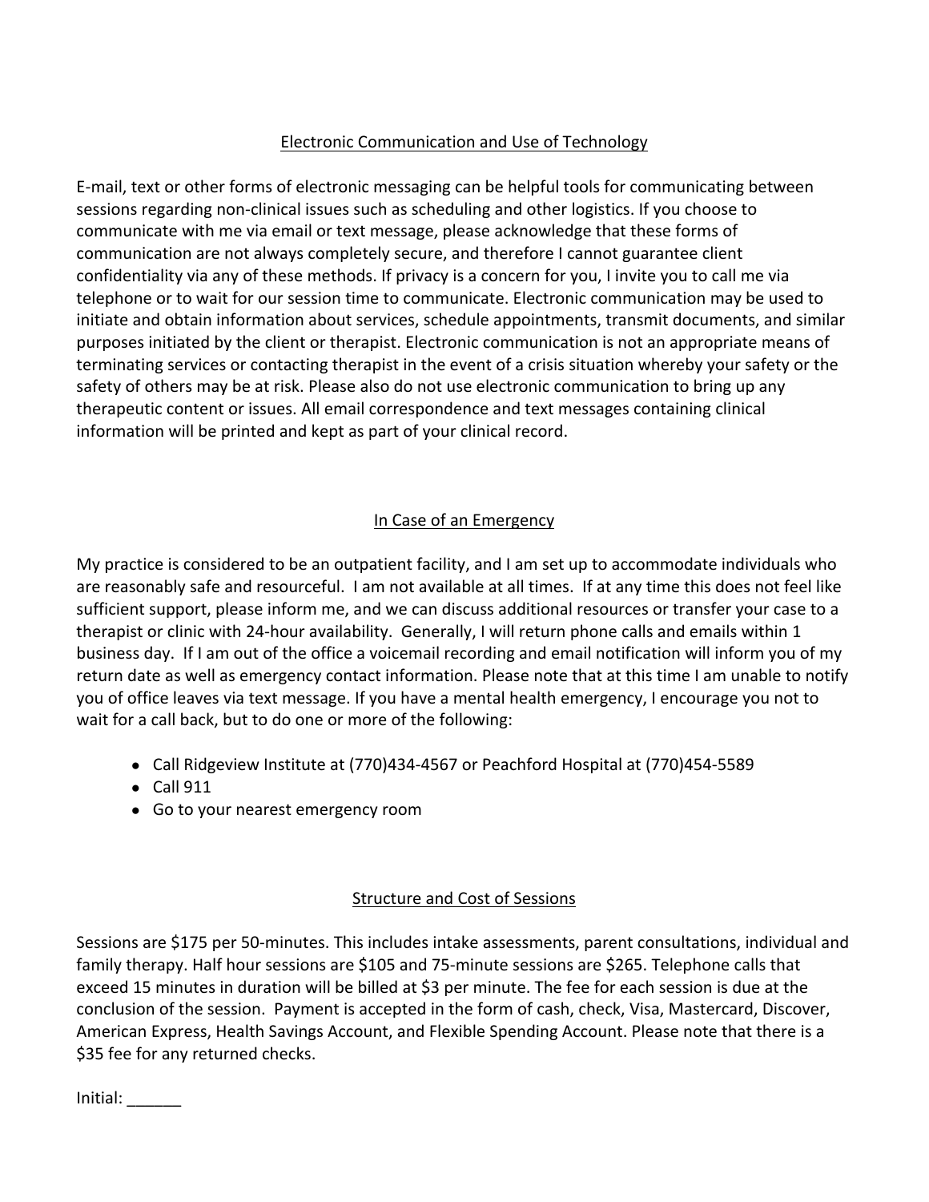## Electronic Communication and Use of Technology

E-mail, text or other forms of electronic messaging can be helpful tools for communicating between sessions regarding non-clinical issues such as scheduling and other logistics. If you choose to communicate with me via email or text message, please acknowledge that these forms of communication are not always completely secure, and therefore I cannot guarantee client confidentiality via any of these methods. If privacy is a concern for you, I invite you to call me via telephone or to wait for our session time to communicate. Electronic communication may be used to initiate and obtain information about services, schedule appointments, transmit documents, and similar purposes initiated by the client or therapist. Electronic communication is not an appropriate means of terminating services or contacting therapist in the event of a crisis situation whereby your safety or the safety of others may be at risk. Please also do not use electronic communication to bring up any therapeutic content or issues. All email correspondence and text messages containing clinical information will be printed and kept as part of your clinical record.

## In Case of an Emergency

My practice is considered to be an outpatient facility, and I am set up to accommodate individuals who are reasonably safe and resourceful. I am not available at all times. If at any time this does not feel like sufficient support, please inform me, and we can discuss additional resources or transfer your case to a therapist or clinic with 24-hour availability. Generally, I will return phone calls and emails within 1 business day. If I am out of the office a voicemail recording and email notification will inform you of my return date as well as emergency contact information. Please note that at this time I am unable to notify you of office leaves via text message. If you have a mental health emergency, I encourage you not to wait for a call back, but to do one or more of the following:

- Call Ridgeview Institute at (770)434-4567 or Peachford Hospital at (770)454-5589
- Call 911
- Go to your nearest emergency room

## Structure and Cost of Sessions

Sessions are $175 per 50-minutes. This includes intake assessments, parent consultations, individual and family therapy. Half hour sessions are $105 and 75-minute sessions are $265. Telephone calls that exceed 15 minutes in duration will be billed at $3 per minute. The fee for each session is due at the conclusion of the session. Payment is accepted in the form of cash, check, Visa, Mastercard, Discover, American Express, Health Savings Account, and Flexible Spending Account. Please note that there is a $35 fee for any returned checks.

Initial: ______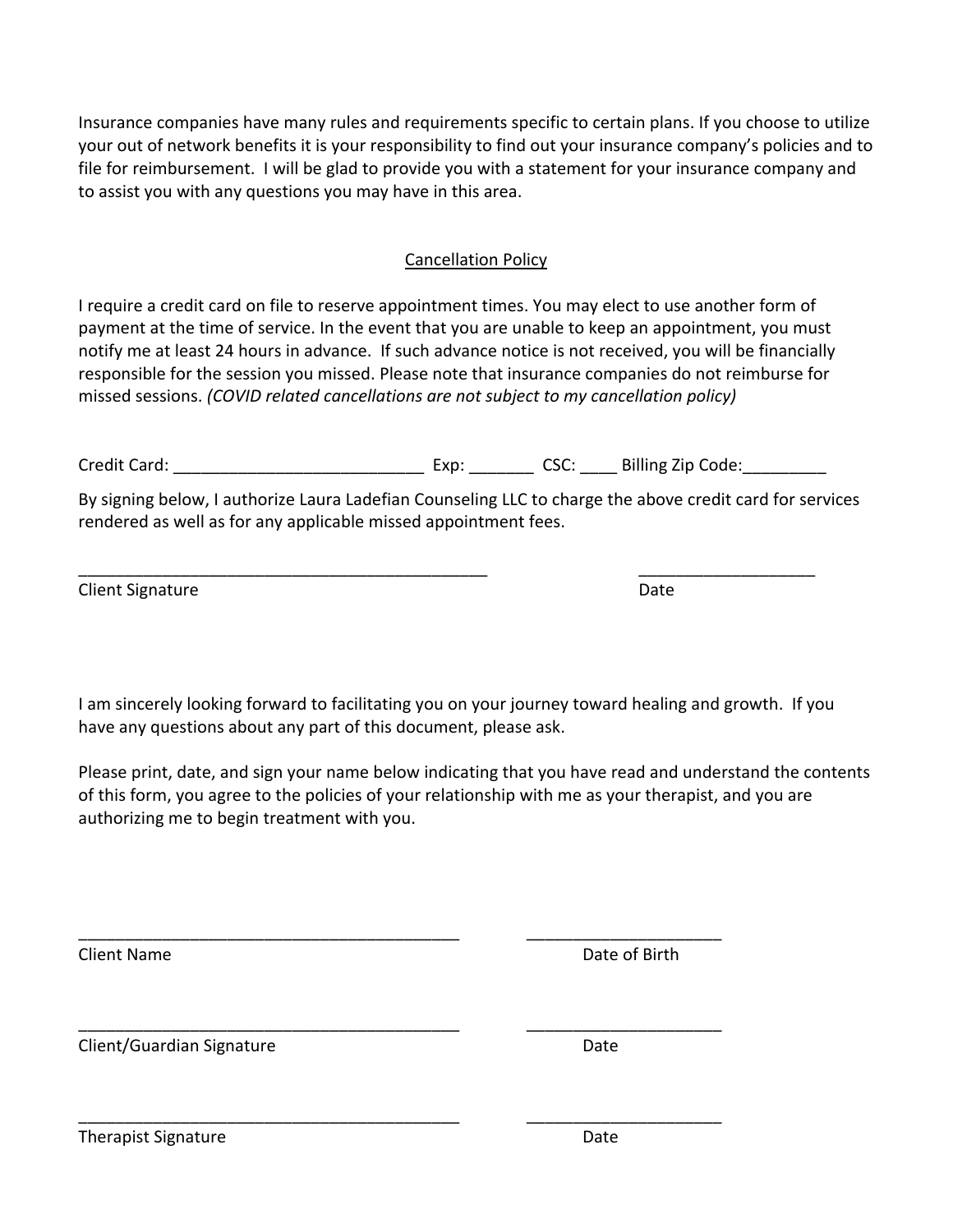Insurance companies have many rules and requirements specific to certain plans. If you choose to utilize your out of network benefits it is your responsibility to find out your insurance company's policies and to file for reimbursement. I will be glad to provide you with a statement for your insurance company and to assist you with any questions you may have in this area.

## Cancellation Policy

I require a credit card on file to reserve appointment times. You may elect to use another form of payment at the time of service. In the event that you are unable to keep an appointment, you must notify me at least 24 hours in advance. If such advance notice is not received, you will be financially responsible for the session you missed. Please note that insurance companies do not reimburse for missed sessions. *(COVID related cancellations are not subject to my cancellation policy)*

Credit Card: ___________________________ Exp: _______ CSC: ____ Billing Zip Code:_________

By signing below, I authorize Laura Ladefian Counseling LLC to charge the above credit card for services rendered as well as for any applicable missed appointment fees.

_____________________________________________ ___________________

Client Signature Date

I am sincerely looking forward to facilitating you on your journey toward healing and growth. If you have any questions about any part of this document, please ask.

Please print, date, and sign your name below indicating that you have read and understand the contents of this form, you agree to the policies of your relationship with me as your therapist, and you are authorizing me to begin treatment with you.

__________________________________________ _____________________

Client Name Date of Birth

__________________________________________ _____________________

Client/Guardian Signature Date

__________________________________________ _____________________

Therapist Signature Date